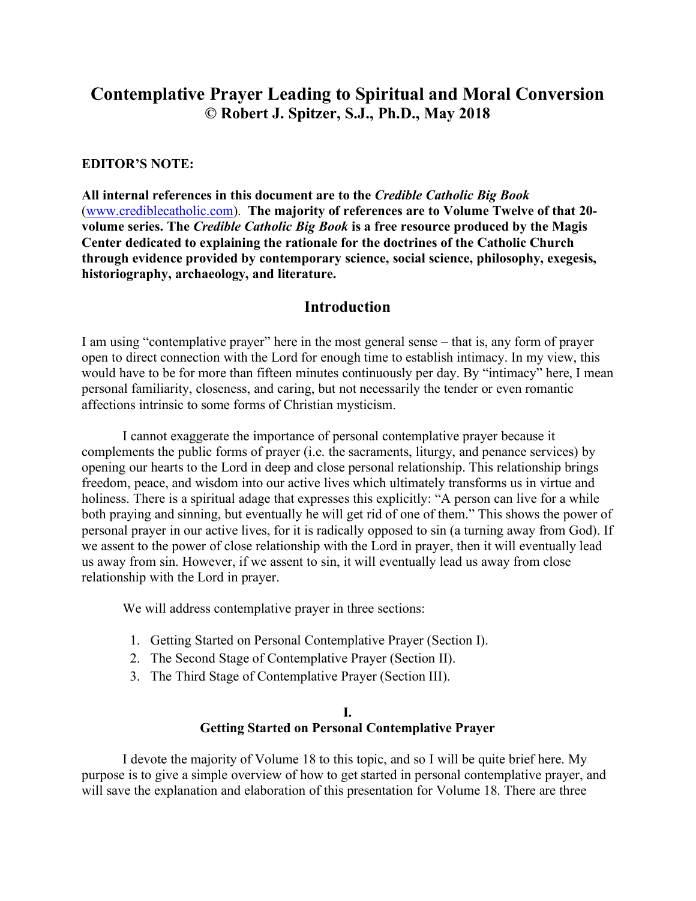# Contemplative Prayer Leading to Spiritual and Moral Conversion
## © Robert J. Spitzer, S.J., Ph.D., May 2018

**EDITOR'S NOTE:**

**All internal references in this document are to the *Credible Catholic Big Book* ([www.crediblecatholic.com](www.crediblecatholic.com)). The majority of references are to Volume Twelve of that 20-volume series. The *Credible Catholic Big Book* is a free resource produced by the Magis Center dedicated to explaining the rationale for the doctrines of the Catholic Church through evidence provided by contemporary science, social science, philosophy, exegesis, historiography, archaeology, and literature.**

## Introduction

I am using "contemplative prayer" here in the most general sense – that is, any form of prayer open to direct connection with the Lord for enough time to establish intimacy. In my view, this would have to be for more than fifteen minutes continuously per day. By "intimacy" here, I mean personal familiarity, closeness, and caring, but not necessarily the tender or even romantic affections intrinsic to some forms of Christian mysticism.

I cannot exaggerate the importance of personal contemplative prayer because it complements the public forms of prayer (i.e. the sacraments, liturgy, and penance services) by opening our hearts to the Lord in deep and close personal relationship. This relationship brings freedom, peace, and wisdom into our active lives which ultimately transforms us in virtue and holiness. There is a spiritual adage that expresses this explicitly: "A person can live for a while both praying and sinning, but eventually he will get rid of one of them." This shows the power of personal prayer in our active lives, for it is radically opposed to sin (a turning away from God). If we assent to the power of close relationship with the Lord in prayer, then it will eventually lead us away from sin. However, if we assent to sin, it will eventually lead us away from close relationship with the Lord in prayer.

We will address contemplative prayer in three sections:

1. Getting Started on Personal Contemplative Prayer (Section I).
2. The Second Stage of Contemplative Prayer (Section II).
3. The Third Stage of Contemplative Prayer (Section III).

### I.
### Getting Started on Personal Contemplative Prayer

I devote the majority of Volume 18 to this topic, and so I will be quite brief here. My purpose is to give a simple overview of how to get started in personal contemplative prayer, and will save the explanation and elaboration of this presentation for Volume 18. There are three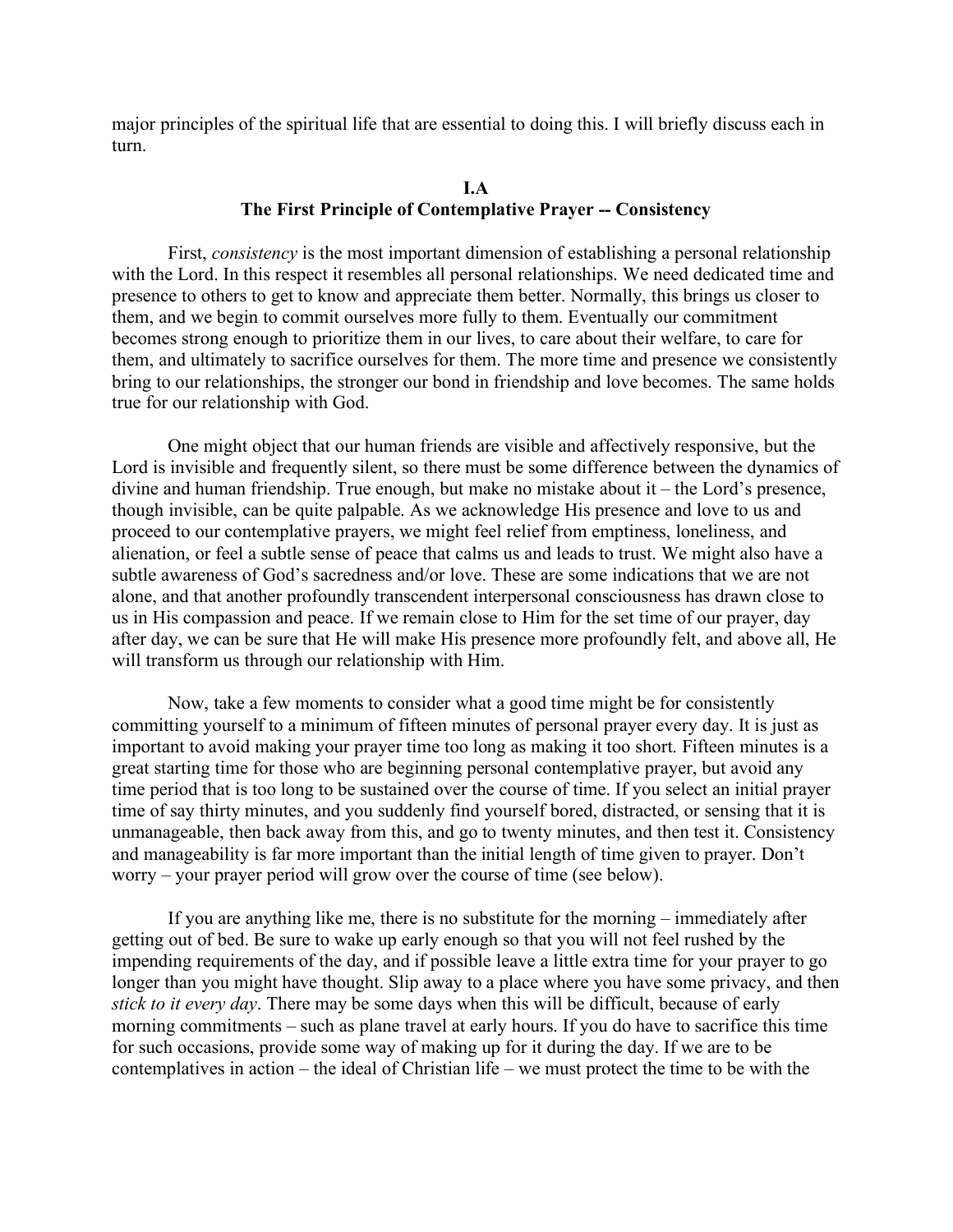major principles of the spiritual life that are essential to doing this. I will briefly discuss each in turn.

## I.A
## The First Principle of Contemplative Prayer -- Consistency

First, *consistency* is the most important dimension of establishing a personal relationship with the Lord. In this respect it resembles all personal relationships. We need dedicated time and presence to others to get to know and appreciate them better. Normally, this brings us closer to them, and we begin to commit ourselves more fully to them. Eventually our commitment becomes strong enough to prioritize them in our lives, to care about their welfare, to care for them, and ultimately to sacrifice ourselves for them. The more time and presence we consistently bring to our relationships, the stronger our bond in friendship and love becomes. The same holds true for our relationship with God.

One might object that our human friends are visible and affectively responsive, but the Lord is invisible and frequently silent, so there must be some difference between the dynamics of divine and human friendship. True enough, but make no mistake about it – the Lord's presence, though invisible, can be quite palpable. As we acknowledge His presence and love to us and proceed to our contemplative prayers, we might feel relief from emptiness, loneliness, and alienation, or feel a subtle sense of peace that calms us and leads to trust. We might also have a subtle awareness of God's sacredness and/or love. These are some indications that we are not alone, and that another profoundly transcendent interpersonal consciousness has drawn close to us in His compassion and peace. If we remain close to Him for the set time of our prayer, day after day, we can be sure that He will make His presence more profoundly felt, and above all, He will transform us through our relationship with Him.

Now, take a few moments to consider what a good time might be for consistently committing yourself to a minimum of fifteen minutes of personal prayer every day. It is just as important to avoid making your prayer time too long as making it too short. Fifteen minutes is a great starting time for those who are beginning personal contemplative prayer, but avoid any time period that is too long to be sustained over the course of time. If you select an initial prayer time of say thirty minutes, and you suddenly find yourself bored, distracted, or sensing that it is unmanageable, then back away from this, and go to twenty minutes, and then test it. Consistency and manageability is far more important than the initial length of time given to prayer. Don't worry – your prayer period will grow over the course of time (see below).

If you are anything like me, there is no substitute for the morning – immediately after getting out of bed. Be sure to wake up early enough so that you will not feel rushed by the impending requirements of the day, and if possible leave a little extra time for your prayer to go longer than you might have thought. Slip away to a place where you have some privacy, and then *stick to it every day*. There may be some days when this will be difficult, because of early morning commitments – such as plane travel at early hours. If you do have to sacrifice this time for such occasions, provide some way of making up for it during the day. If we are to be contemplatives in action – the ideal of Christian life – we must protect the time to be with the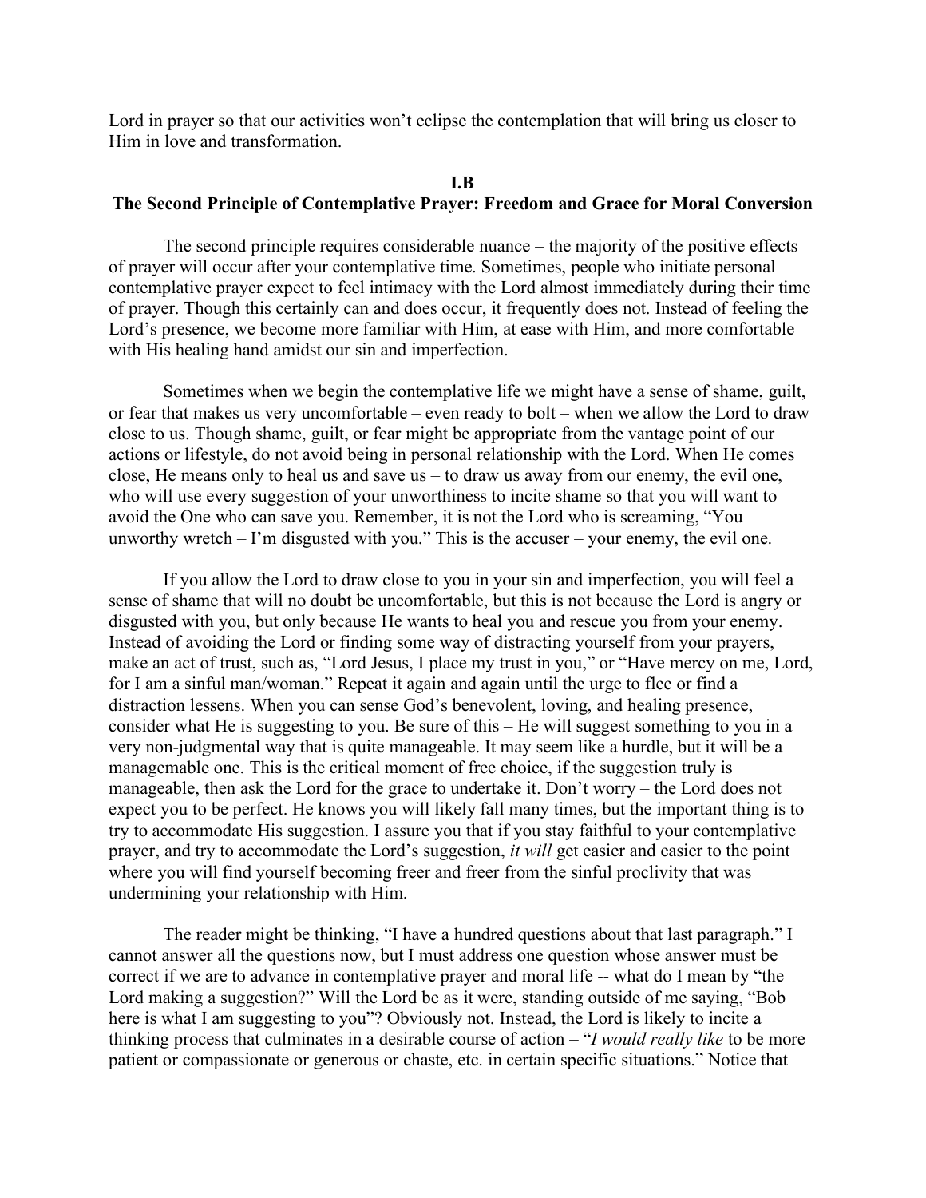Lord in prayer so that our activities won't eclipse the contemplation that will bring us closer to Him in love and transformation.

## I.B
## The Second Principle of Contemplative Prayer: Freedom and Grace for Moral Conversion

The second principle requires considerable nuance – the majority of the positive effects of prayer will occur after your contemplative time. Sometimes, people who initiate personal contemplative prayer expect to feel intimacy with the Lord almost immediately during their time of prayer. Though this certainly can and does occur, it frequently does not. Instead of feeling the Lord's presence, we become more familiar with Him, at ease with Him, and more comfortable with His healing hand amidst our sin and imperfection.

Sometimes when we begin the contemplative life we might have a sense of shame, guilt, or fear that makes us very uncomfortable – even ready to bolt – when we allow the Lord to draw close to us. Though shame, guilt, or fear might be appropriate from the vantage point of our actions or lifestyle, do not avoid being in personal relationship with the Lord. When He comes close, He means only to heal us and save us – to draw us away from our enemy, the evil one, who will use every suggestion of your unworthiness to incite shame so that you will want to avoid the One who can save you. Remember, it is not the Lord who is screaming, "You unworthy wretch – I'm disgusted with you." This is the accuser – your enemy, the evil one.

If you allow the Lord to draw close to you in your sin and imperfection, you will feel a sense of shame that will no doubt be uncomfortable, but this is not because the Lord is angry or disgusted with you, but only because He wants to heal you and rescue you from your enemy. Instead of avoiding the Lord or finding some way of distracting yourself from your prayers, make an act of trust, such as, "Lord Jesus, I place my trust in you," or "Have mercy on me, Lord, for I am a sinful man/woman." Repeat it again and again until the urge to flee or find a distraction lessens. When you can sense God's benevolent, loving, and healing presence, consider what He is suggesting to you. Be sure of this – He will suggest something to you in a very non-judgmental way that is quite manageable. It may seem like a hurdle, but it will be a manageable one. This is the critical moment of free choice, if the suggestion truly is manageable, then ask the Lord for the grace to undertake it. Don't worry – the Lord does not expect you to be perfect. He knows you will likely fall many times, but the important thing is to try to accommodate His suggestion. I assure you that if you stay faithful to your contemplative prayer, and try to accommodate the Lord's suggestion, *it will* get easier and easier to the point where you will find yourself becoming freer and freer from the sinful proclivity that was undermining your relationship with Him.

The reader might be thinking, "I have a hundred questions about that last paragraph." I cannot answer all the questions now, but I must address one question whose answer must be correct if we are to advance in contemplative prayer and moral life -- what do I mean by "the Lord making a suggestion?" Will the Lord be as it were, standing outside of me saying, "Bob here is what I am suggesting to you"? Obviously not. Instead, the Lord is likely to incite a thinking process that culminates in a desirable course of action – "*I would really like* to be more patient or compassionate or generous or chaste, etc. in certain specific situations." Notice that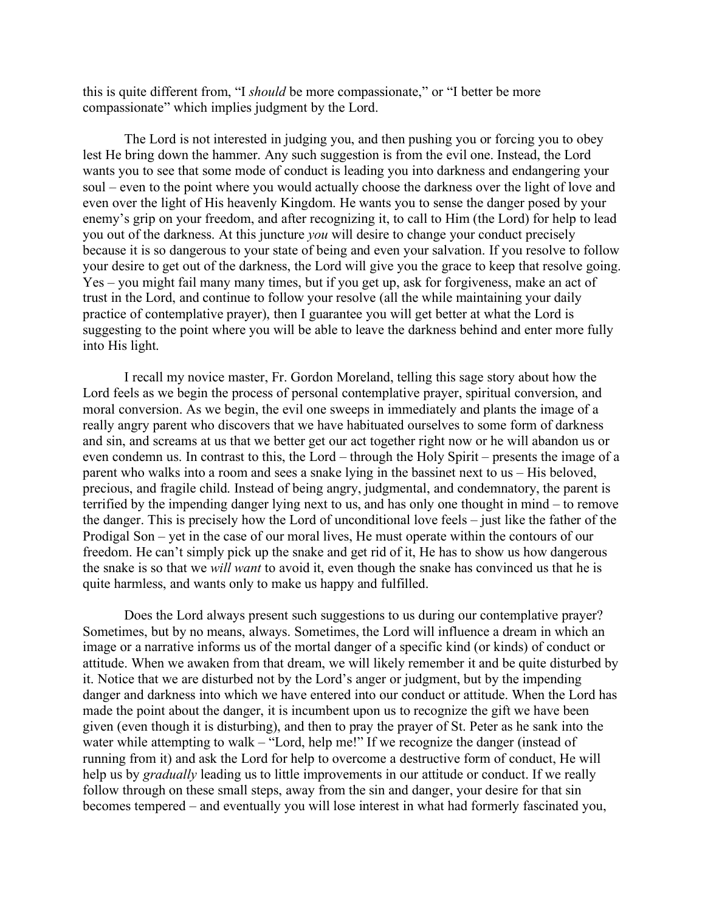this is quite different from, "I *should* be more compassionate," or "I better be more compassionate" which implies judgment by the Lord.

The Lord is not interested in judging you, and then pushing you or forcing you to obey lest He bring down the hammer. Any such suggestion is from the evil one. Instead, the Lord wants you to see that some mode of conduct is leading you into darkness and endangering your soul – even to the point where you would actually choose the darkness over the light of love and even over the light of His heavenly Kingdom. He wants you to sense the danger posed by your enemy's grip on your freedom, and after recognizing it, to call to Him (the Lord) for help to lead you out of the darkness. At this juncture *you* will desire to change your conduct precisely because it is so dangerous to your state of being and even your salvation. If you resolve to follow your desire to get out of the darkness, the Lord will give you the grace to keep that resolve going. Yes – you might fail many many times, but if you get up, ask for forgiveness, make an act of trust in the Lord, and continue to follow your resolve (all the while maintaining your daily practice of contemplative prayer), then I guarantee you will get better at what the Lord is suggesting to the point where you will be able to leave the darkness behind and enter more fully into His light.

I recall my novice master, Fr. Gordon Moreland, telling this sage story about how the Lord feels as we begin the process of personal contemplative prayer, spiritual conversion, and moral conversion. As we begin, the evil one sweeps in immediately and plants the image of a really angry parent who discovers that we have habituated ourselves to some form of darkness and sin, and screams at us that we better get our act together right now or he will abandon us or even condemn us. In contrast to this, the Lord – through the Holy Spirit – presents the image of a parent who walks into a room and sees a snake lying in the bassinet next to us – His beloved, precious, and fragile child. Instead of being angry, judgmental, and condemnatory, the parent is terrified by the impending danger lying next to us, and has only one thought in mind – to remove the danger. This is precisely how the Lord of unconditional love feels – just like the father of the Prodigal Son – yet in the case of our moral lives, He must operate within the contours of our freedom. He can't simply pick up the snake and get rid of it, He has to show us how dangerous the snake is so that we *will want* to avoid it, even though the snake has convinced us that he is quite harmless, and wants only to make us happy and fulfilled.

Does the Lord always present such suggestions to us during our contemplative prayer? Sometimes, but by no means, always. Sometimes, the Lord will influence a dream in which an image or a narrative informs us of the mortal danger of a specific kind (or kinds) of conduct or attitude. When we awaken from that dream, we will likely remember it and be quite disturbed by it. Notice that we are disturbed not by the Lord's anger or judgment, but by the impending danger and darkness into which we have entered into our conduct or attitude. When the Lord has made the point about the danger, it is incumbent upon us to recognize the gift we have been given (even though it is disturbing), and then to pray the prayer of St. Peter as he sank into the water while attempting to walk – "Lord, help me!" If we recognize the danger (instead of running from it) and ask the Lord for help to overcome a destructive form of conduct, He will help us by *gradually* leading us to little improvements in our attitude or conduct. If we really follow through on these small steps, away from the sin and danger, your desire for that sin becomes tempered – and eventually you will lose interest in what had formerly fascinated you,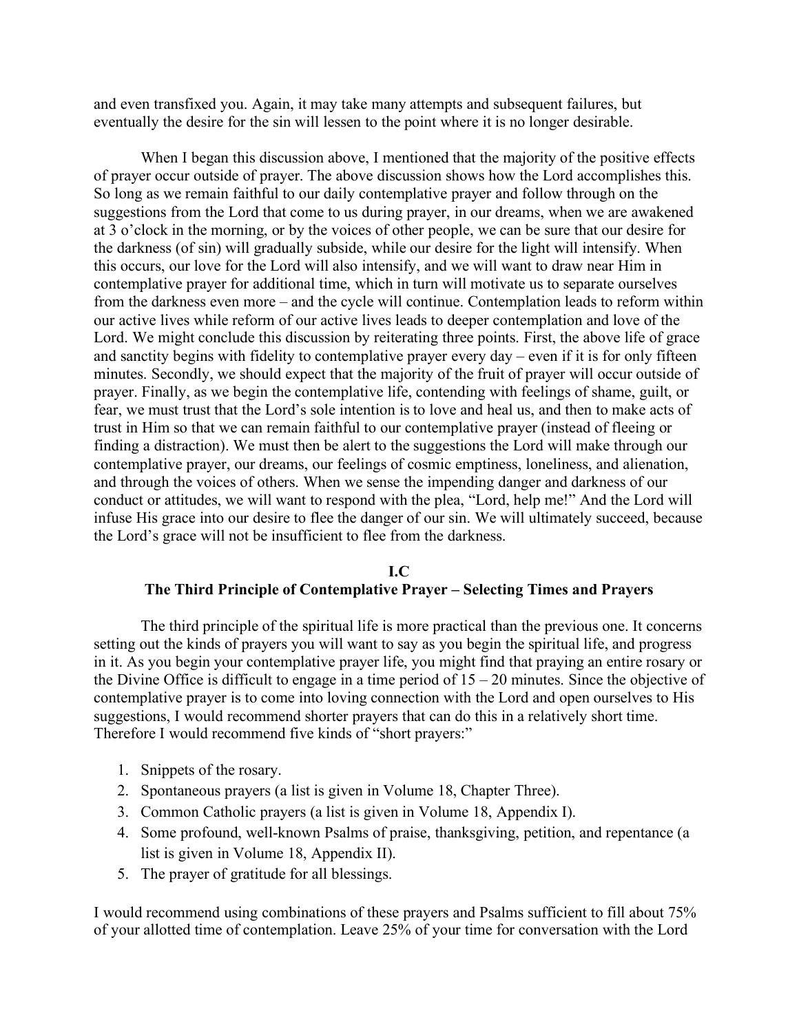and even transfixed you. Again, it may take many attempts and subsequent failures, but eventually the desire for the sin will lessen to the point where it is no longer desirable.

When I began this discussion above, I mentioned that the majority of the positive effects of prayer occur outside of prayer. The above discussion shows how the Lord accomplishes this. So long as we remain faithful to our daily contemplative prayer and follow through on the suggestions from the Lord that come to us during prayer, in our dreams, when we are awakened at 3 o'clock in the morning, or by the voices of other people, we can be sure that our desire for the darkness (of sin) will gradually subside, while our desire for the light will intensify. When this occurs, our love for the Lord will also intensify, and we will want to draw near Him in contemplative prayer for additional time, which in turn will motivate us to separate ourselves from the darkness even more – and the cycle will continue. Contemplation leads to reform within our active lives while reform of our active lives leads to deeper contemplation and love of the Lord. We might conclude this discussion by reiterating three points. First, the above life of grace and sanctity begins with fidelity to contemplative prayer every day – even if it is for only fifteen minutes. Secondly, we should expect that the majority of the fruit of prayer will occur outside of prayer. Finally, as we begin the contemplative life, contending with feelings of shame, guilt, or fear, we must trust that the Lord's sole intention is to love and heal us, and then to make acts of trust in Him so that we can remain faithful to our contemplative prayer (instead of fleeing or finding a distraction). We must then be alert to the suggestions the Lord will make through our contemplative prayer, our dreams, our feelings of cosmic emptiness, loneliness, and alienation, and through the voices of others. When we sense the impending danger and darkness of our conduct or attitudes, we will want to respond with the plea, "Lord, help me!" And the Lord will infuse His grace into our desire to flee the danger of our sin. We will ultimately succeed, because the Lord's grace will not be insufficient to flee from the darkness.

## I.C
## The Third Principle of Contemplative Prayer – Selecting Times and Prayers

The third principle of the spiritual life is more practical than the previous one. It concerns setting out the kinds of prayers you will want to say as you begin the spiritual life, and progress in it. As you begin your contemplative prayer life, you might find that praying an entire rosary or the Divine Office is difficult to engage in a time period of 15 – 20 minutes. Since the objective of contemplative prayer is to come into loving connection with the Lord and open ourselves to His suggestions, I would recommend shorter prayers that can do this in a relatively short time. Therefore I would recommend five kinds of "short prayers:"

1. Snippets of the rosary.
2. Spontaneous prayers (a list is given in Volume 18, Chapter Three).
3. Common Catholic prayers (a list is given in Volume 18, Appendix I).
4. Some profound, well-known Psalms of praise, thanksgiving, petition, and repentance (a list is given in Volume 18, Appendix II).
5. The prayer of gratitude for all blessings.

I would recommend using combinations of these prayers and Psalms sufficient to fill about 75% of your allotted time of contemplation. Leave 25% of your time for conversation with the Lord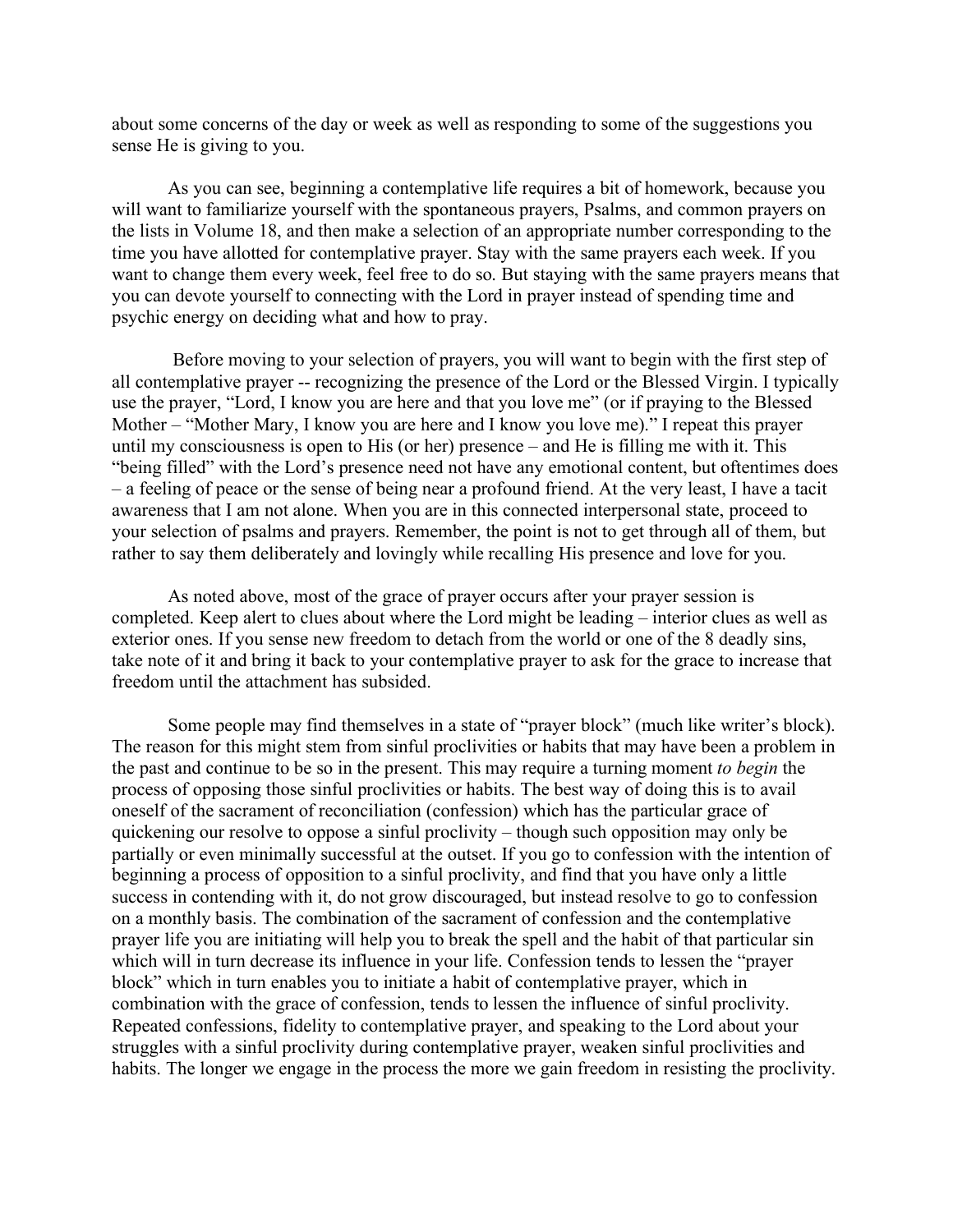about some concerns of the day or week as well as responding to some of the suggestions you sense He is giving to you.

As you can see, beginning a contemplative life requires a bit of homework, because you will want to familiarize yourself with the spontaneous prayers, Psalms, and common prayers on the lists in Volume 18, and then make a selection of an appropriate number corresponding to the time you have allotted for contemplative prayer. Stay with the same prayers each week. If you want to change them every week, feel free to do so. But staying with the same prayers means that you can devote yourself to connecting with the Lord in prayer instead of spending time and psychic energy on deciding what and how to pray.

Before moving to your selection of prayers, you will want to begin with the first step of all contemplative prayer -- recognizing the presence of the Lord or the Blessed Virgin. I typically use the prayer, "Lord, I know you are here and that you love me" (or if praying to the Blessed Mother – "Mother Mary, I know you are here and I know you love me)." I repeat this prayer until my consciousness is open to His (or her) presence – and He is filling me with it. This "being filled" with the Lord's presence need not have any emotional content, but oftentimes does – a feeling of peace or the sense of being near a profound friend. At the very least, I have a tacit awareness that I am not alone. When you are in this connected interpersonal state, proceed to your selection of psalms and prayers. Remember, the point is not to get through all of them, but rather to say them deliberately and lovingly while recalling His presence and love for you.

As noted above, most of the grace of prayer occurs after your prayer session is completed. Keep alert to clues about where the Lord might be leading – interior clues as well as exterior ones. If you sense new freedom to detach from the world or one of the 8 deadly sins, take note of it and bring it back to your contemplative prayer to ask for the grace to increase that freedom until the attachment has subsided.

Some people may find themselves in a state of "prayer block" (much like writer's block). The reason for this might stem from sinful proclivities or habits that may have been a problem in the past and continue to be so in the present. This may require a turning moment *to begin* the process of opposing those sinful proclivities or habits. The best way of doing this is to avail oneself of the sacrament of reconciliation (confession) which has the particular grace of quickening our resolve to oppose a sinful proclivity – though such opposition may only be partially or even minimally successful at the outset. If you go to confession with the intention of beginning a process of opposition to a sinful proclivity, and find that you have only a little success in contending with it, do not grow discouraged, but instead resolve to go to confession on a monthly basis. The combination of the sacrament of confession and the contemplative prayer life you are initiating will help you to break the spell and the habit of that particular sin which will in turn decrease its influence in your life. Confession tends to lessen the "prayer block" which in turn enables you to initiate a habit of contemplative prayer, which in combination with the grace of confession, tends to lessen the influence of sinful proclivity. Repeated confessions, fidelity to contemplative prayer, and speaking to the Lord about your struggles with a sinful proclivity during contemplative prayer, weaken sinful proclivities and habits. The longer we engage in the process the more we gain freedom in resisting the proclivity.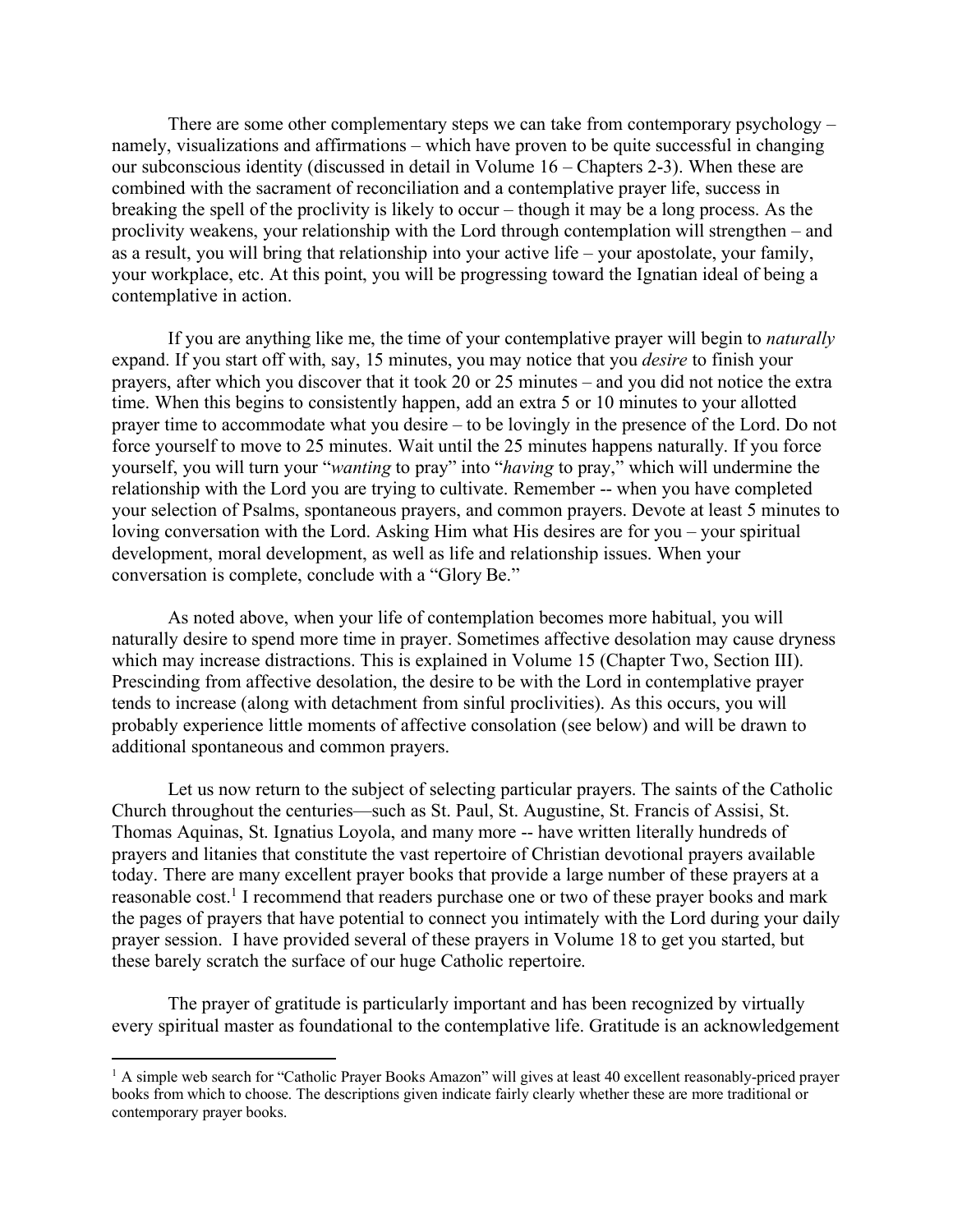There are some other complementary steps we can take from contemporary psychology – namely, visualizations and affirmations – which have proven to be quite successful in changing our subconscious identity (discussed in detail in Volume 16 – Chapters 2-3). When these are combined with the sacrament of reconciliation and a contemplative prayer life, success in breaking the spell of the proclivity is likely to occur – though it may be a long process. As the proclivity weakens, your relationship with the Lord through contemplation will strengthen – and as a result, you will bring that relationship into your active life – your apostolate, your family, your workplace, etc. At this point, you will be progressing toward the Ignatian ideal of being a contemplative in action.

If you are anything like me, the time of your contemplative prayer will begin to *naturally* expand. If you start off with, say, 15 minutes, you may notice that you *desire* to finish your prayers, after which you discover that it took 20 or 25 minutes – and you did not notice the extra time. When this begins to consistently happen, add an extra 5 or 10 minutes to your allotted prayer time to accommodate what you desire – to be lovingly in the presence of the Lord. Do not force yourself to move to 25 minutes. Wait until the 25 minutes happens naturally. If you force yourself, you will turn your "*wanting* to pray" into "*having* to pray," which will undermine the relationship with the Lord you are trying to cultivate. Remember -- when you have completed your selection of Psalms, spontaneous prayers, and common prayers. Devote at least 5 minutes to loving conversation with the Lord. Asking Him what His desires are for you – your spiritual development, moral development, as well as life and relationship issues. When your conversation is complete, conclude with a "Glory Be."

As noted above, when your life of contemplation becomes more habitual, you will naturally desire to spend more time in prayer. Sometimes affective desolation may cause dryness which may increase distractions. This is explained in Volume 15 (Chapter Two, Section III). Prescinding from affective desolation, the desire to be with the Lord in contemplative prayer tends to increase (along with detachment from sinful proclivities). As this occurs, you will probably experience little moments of affective consolation (see below) and will be drawn to additional spontaneous and common prayers.

Let us now return to the subject of selecting particular prayers. The saints of the Catholic Church throughout the centuries—such as St. Paul, St. Augustine, St. Francis of Assisi, St. Thomas Aquinas, St. Ignatius Loyola, and many more -- have written literally hundreds of prayers and litanies that constitute the vast repertoire of Christian devotional prayers available today. There are many excellent prayer books that provide a large number of these prayers at a reasonable cost.[1] I recommend that readers purchase one or two of these prayer books and mark the pages of prayers that have potential to connect you intimately with the Lord during your daily prayer session. I have provided several of these prayers in Volume 18 to get you started, but these barely scratch the surface of our huge Catholic repertoire.

The prayer of gratitude is particularly important and has been recognized by virtually every spiritual master as foundational to the contemplative life. Gratitude is an acknowledgement

---

[1] A simple web search for "Catholic Prayer Books Amazon" will gives at least 40 excellent reasonably-priced prayer books from which to choose. The descriptions given indicate fairly clearly whether these are more traditional or contemporary prayer books.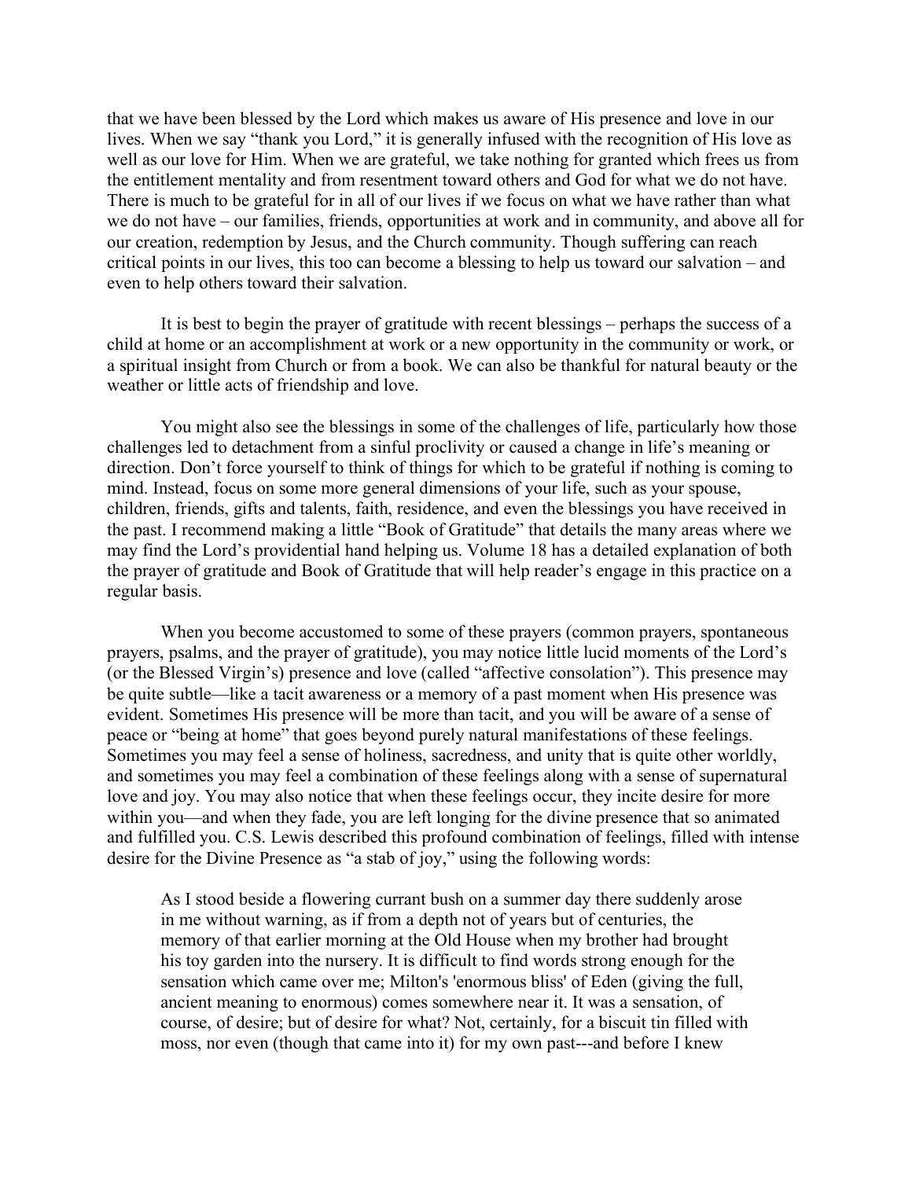that we have been blessed by the Lord which makes us aware of His presence and love in our lives. When we say "thank you Lord," it is generally infused with the recognition of His love as well as our love for Him. When we are grateful, we take nothing for granted which frees us from the entitlement mentality and from resentment toward others and God for what we do not have. There is much to be grateful for in all of our lives if we focus on what we have rather than what we do not have – our families, friends, opportunities at work and in community, and above all for our creation, redemption by Jesus, and the Church community. Though suffering can reach critical points in our lives, this too can become a blessing to help us toward our salvation – and even to help others toward their salvation.

It is best to begin the prayer of gratitude with recent blessings – perhaps the success of a child at home or an accomplishment at work or a new opportunity in the community or work, or a spiritual insight from Church or from a book. We can also be thankful for natural beauty or the weather or little acts of friendship and love.

You might also see the blessings in some of the challenges of life, particularly how those challenges led to detachment from a sinful proclivity or caused a change in life's meaning or direction. Don't force yourself to think of things for which to be grateful if nothing is coming to mind. Instead, focus on some more general dimensions of your life, such as your spouse, children, friends, gifts and talents, faith, residence, and even the blessings you have received in the past. I recommend making a little "Book of Gratitude" that details the many areas where we may find the Lord's providential hand helping us. Volume 18 has a detailed explanation of both the prayer of gratitude and Book of Gratitude that will help reader's engage in this practice on a regular basis.

When you become accustomed to some of these prayers (common prayers, spontaneous prayers, psalms, and the prayer of gratitude), you may notice little lucid moments of the Lord's (or the Blessed Virgin's) presence and love (called "affective consolation"). This presence may be quite subtle—like a tacit awareness or a memory of a past moment when His presence was evident. Sometimes His presence will be more than tacit, and you will be aware of a sense of peace or "being at home" that goes beyond purely natural manifestations of these feelings. Sometimes you may feel a sense of holiness, sacredness, and unity that is quite other worldly, and sometimes you may feel a combination of these feelings along with a sense of supernatural love and joy. You may also notice that when these feelings occur, they incite desire for more within you—and when they fade, you are left longing for the divine presence that so animated and fulfilled you. C.S. Lewis described this profound combination of feelings, filled with intense desire for the Divine Presence as "a stab of joy," using the following words:

> As I stood beside a flowering currant bush on a summer day there suddenly arose in me without warning, as if from a depth not of years but of centuries, the memory of that earlier morning at the Old House when my brother had brought his toy garden into the nursery. It is difficult to find words strong enough for the sensation which came over me; Milton's 'enormous bliss' of Eden (giving the full, ancient meaning to enormous) comes somewhere near it. It was a sensation, of course, of desire; but of desire for what? Not, certainly, for a biscuit tin filled with moss, nor even (though that came into it) for my own past---and before I knew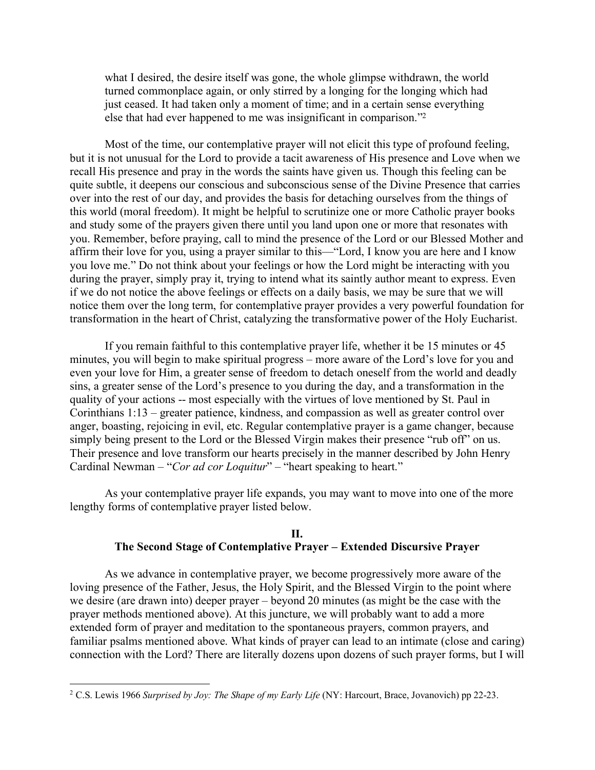what I desired, the desire itself was gone, the whole glimpse withdrawn, the world turned commonplace again, or only stirred by a longing for the longing which had just ceased. It had taken only a moment of time; and in a certain sense everything else that had ever happened to me was insignificant in comparison."[2]

Most of the time, our contemplative prayer will not elicit this type of profound feeling, but it is not unusual for the Lord to provide a tacit awareness of His presence and Love when we recall His presence and pray in the words the saints have given us. Though this feeling can be quite subtle, it deepens our conscious and subconscious sense of the Divine Presence that carries over into the rest of our day, and provides the basis for detaching ourselves from the things of this world (moral freedom). It might be helpful to scrutinize one or more Catholic prayer books and study some of the prayers given there until you land upon one or more that resonates with you. Remember, before praying, call to mind the presence of the Lord or our Blessed Mother and affirm their love for you, using a prayer similar to this—"Lord, I know you are here and I know you love me." Do not think about your feelings or how the Lord might be interacting with you during the prayer, simply pray it, trying to intend what its saintly author meant to express. Even if we do not notice the above feelings or effects on a daily basis, we may be sure that we will notice them over the long term, for contemplative prayer provides a very powerful foundation for transformation in the heart of Christ, catalyzing the transformative power of the Holy Eucharist.

If you remain faithful to this contemplative prayer life, whether it be 15 minutes or 45 minutes, you will begin to make spiritual progress – more aware of the Lord's love for you and even your love for Him, a greater sense of freedom to detach oneself from the world and deadly sins, a greater sense of the Lord's presence to you during the day, and a transformation in the quality of your actions -- most especially with the virtues of love mentioned by St. Paul in Corinthians 1:13 – greater patience, kindness, and compassion as well as greater control over anger, boasting, rejoicing in evil, etc. Regular contemplative prayer is a game changer, because simply being present to the Lord or the Blessed Virgin makes their presence "rub off" on us. Their presence and love transform our hearts precisely in the manner described by John Henry Cardinal Newman – "*Cor ad cor Loquitur*" – "heart speaking to heart."

As your contemplative prayer life expands, you may want to move into one of the more lengthy forms of contemplative prayer listed below.

## II.
## The Second Stage of Contemplative Prayer – Extended Discursive Prayer

As we advance in contemplative prayer, we become progressively more aware of the loving presence of the Father, Jesus, the Holy Spirit, and the Blessed Virgin to the point where we desire (are drawn into) deeper prayer – beyond 20 minutes (as might be the case with the prayer methods mentioned above). At this juncture, we will probably want to add a more extended form of prayer and meditation to the spontaneous prayers, common prayers, and familiar psalms mentioned above. What kinds of prayer can lead to an intimate (close and caring) connection with the Lord? There are literally dozens upon dozens of such prayer forms, but I will

---

[2] C.S. Lewis 1966 *Surprised by Joy: The Shape of my Early Life* (NY: Harcourt, Brace, Jovanovich) pp 22-23.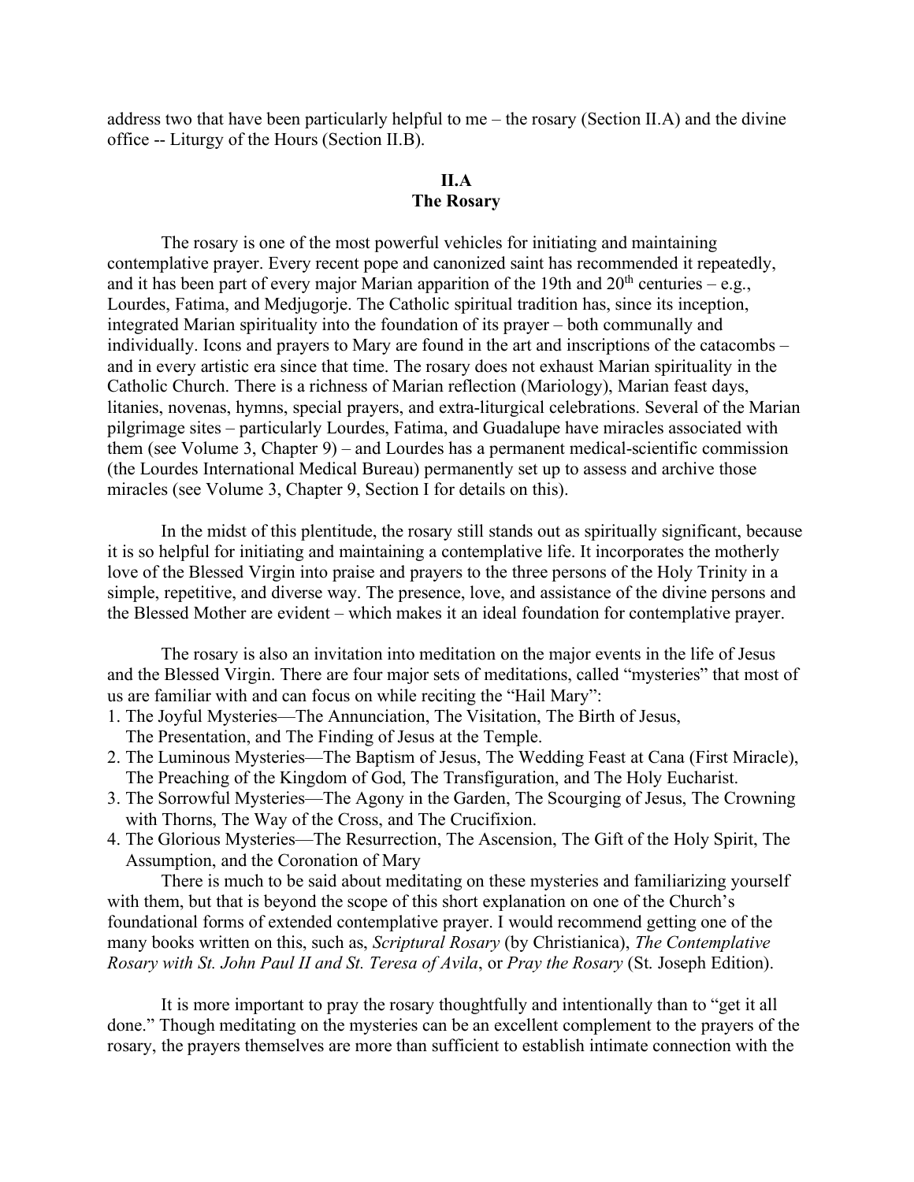address two that have been particularly helpful to me – the rosary (Section II.A) and the divine office -- Liturgy of the Hours (Section II.B).

## II.A
## The Rosary

The rosary is one of the most powerful vehicles for initiating and maintaining contemplative prayer. Every recent pope and canonized saint has recommended it repeatedly, and it has been part of every major Marian apparition of the 19th and 20th centuries – e.g., Lourdes, Fatima, and Medjugorje. The Catholic spiritual tradition has, since its inception, integrated Marian spirituality into the foundation of its prayer – both communally and individually. Icons and prayers to Mary are found in the art and inscriptions of the catacombs – and in every artistic era since that time. The rosary does not exhaust Marian spirituality in the Catholic Church. There is a richness of Marian reflection (Mariology), Marian feast days, litanies, novenas, hymns, special prayers, and extra-liturgical celebrations. Several of the Marian pilgrimage sites – particularly Lourdes, Fatima, and Guadalupe have miracles associated with them (see Volume 3, Chapter 9) – and Lourdes has a permanent medical-scientific commission (the Lourdes International Medical Bureau) permanently set up to assess and archive those miracles (see Volume 3, Chapter 9, Section I for details on this).

In the midst of this plentitude, the rosary still stands out as spiritually significant, because it is so helpful for initiating and maintaining a contemplative life. It incorporates the motherly love of the Blessed Virgin into praise and prayers to the three persons of the Holy Trinity in a simple, repetitive, and diverse way. The presence, love, and assistance of the divine persons and the Blessed Mother are evident – which makes it an ideal foundation for contemplative prayer.

The rosary is also an invitation into meditation on the major events in the life of Jesus and the Blessed Virgin. There are four major sets of meditations, called "mysteries" that most of us are familiar with and can focus on while reciting the "Hail Mary":

1. The Joyful Mysteries—The Annunciation, The Visitation, The Birth of Jesus, The Presentation, and The Finding of Jesus at the Temple.
2. The Luminous Mysteries—The Baptism of Jesus, The Wedding Feast at Cana (First Miracle), The Preaching of the Kingdom of God, The Transfiguration, and The Holy Eucharist.
3. The Sorrowful Mysteries—The Agony in the Garden, The Scourging of Jesus, The Crowning with Thorns, The Way of the Cross, and The Crucifixion.
4. The Glorious Mysteries—The Resurrection, The Ascension, The Gift of the Holy Spirit, The Assumption, and the Coronation of Mary

There is much to be said about meditating on these mysteries and familiarizing yourself with them, but that is beyond the scope of this short explanation on one of the Church's foundational forms of extended contemplative prayer. I would recommend getting one of the many books written on this, such as, *Scriptural Rosary* (by Christianica), *The Contemplative Rosary with St. John Paul II and St. Teresa of Avila*, or *Pray the Rosary* (St. Joseph Edition).

It is more important to pray the rosary thoughtfully and intentionally than to "get it all done." Though meditating on the mysteries can be an excellent complement to the prayers of the rosary, the prayers themselves are more than sufficient to establish intimate connection with the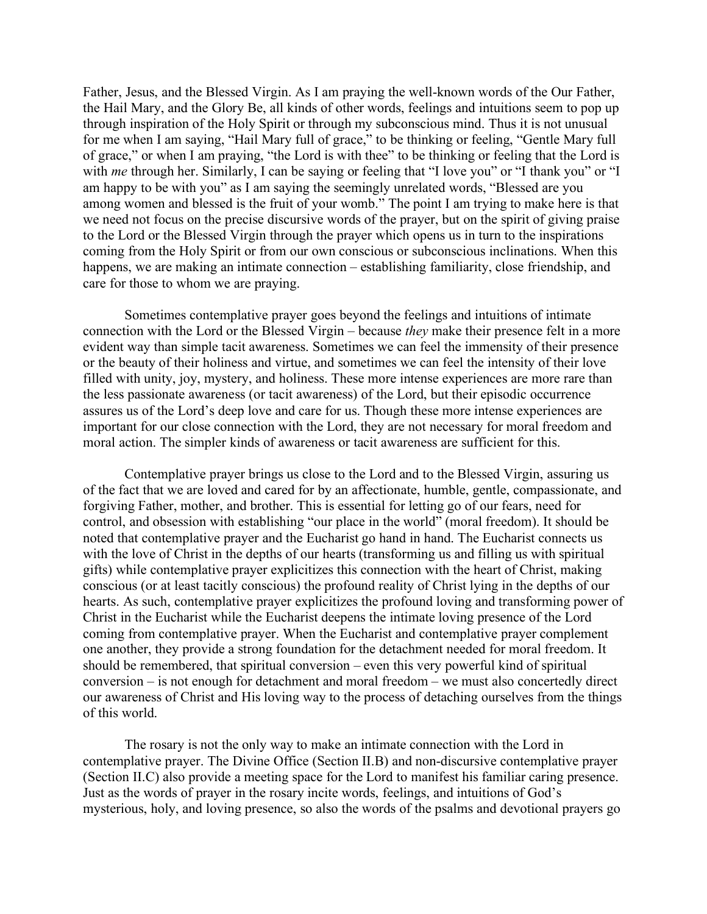Father, Jesus, and the Blessed Virgin. As I am praying the well-known words of the Our Father, the Hail Mary, and the Glory Be, all kinds of other words, feelings and intuitions seem to pop up through inspiration of the Holy Spirit or through my subconscious mind. Thus it is not unusual for me when I am saying, "Hail Mary full of grace," to be thinking or feeling, "Gentle Mary full of grace," or when I am praying, "the Lord is with thee" to be thinking or feeling that the Lord is with *me* through her. Similarly, I can be saying or feeling that "I love you" or "I thank you" or "I am happy to be with you" as I am saying the seemingly unrelated words, "Blessed are you among women and blessed is the fruit of your womb." The point I am trying to make here is that we need not focus on the precise discursive words of the prayer, but on the spirit of giving praise to the Lord or the Blessed Virgin through the prayer which opens us in turn to the inspirations coming from the Holy Spirit or from our own conscious or subconscious inclinations. When this happens, we are making an intimate connection – establishing familiarity, close friendship, and care for those to whom we are praying.

Sometimes contemplative prayer goes beyond the feelings and intuitions of intimate connection with the Lord or the Blessed Virgin – because *they* make their presence felt in a more evident way than simple tacit awareness. Sometimes we can feel the immensity of their presence or the beauty of their holiness and virtue, and sometimes we can feel the intensity of their love filled with unity, joy, mystery, and holiness. These more intense experiences are more rare than the less passionate awareness (or tacit awareness) of the Lord, but their episodic occurrence assures us of the Lord's deep love and care for us. Though these more intense experiences are important for our close connection with the Lord, they are not necessary for moral freedom and moral action. The simpler kinds of awareness or tacit awareness are sufficient for this.

Contemplative prayer brings us close to the Lord and to the Blessed Virgin, assuring us of the fact that we are loved and cared for by an affectionate, humble, gentle, compassionate, and forgiving Father, mother, and brother. This is essential for letting go of our fears, need for control, and obsession with establishing "our place in the world" (moral freedom). It should be noted that contemplative prayer and the Eucharist go hand in hand. The Eucharist connects us with the love of Christ in the depths of our hearts (transforming us and filling us with spiritual gifts) while contemplative prayer explicitizes this connection with the heart of Christ, making conscious (or at least tacitly conscious) the profound reality of Christ lying in the depths of our hearts. As such, contemplative prayer explicitizes the profound loving and transforming power of Christ in the Eucharist while the Eucharist deepens the intimate loving presence of the Lord coming from contemplative prayer. When the Eucharist and contemplative prayer complement one another, they provide a strong foundation for the detachment needed for moral freedom. It should be remembered, that spiritual conversion – even this very powerful kind of spiritual conversion – is not enough for detachment and moral freedom – we must also concertedly direct our awareness of Christ and His loving way to the process of detaching ourselves from the things of this world.

The rosary is not the only way to make an intimate connection with the Lord in contemplative prayer. The Divine Office (Section II.B) and non-discursive contemplative prayer (Section II.C) also provide a meeting space for the Lord to manifest his familiar caring presence. Just as the words of prayer in the rosary incite words, feelings, and intuitions of God's mysterious, holy, and loving presence, so also the words of the psalms and devotional prayers go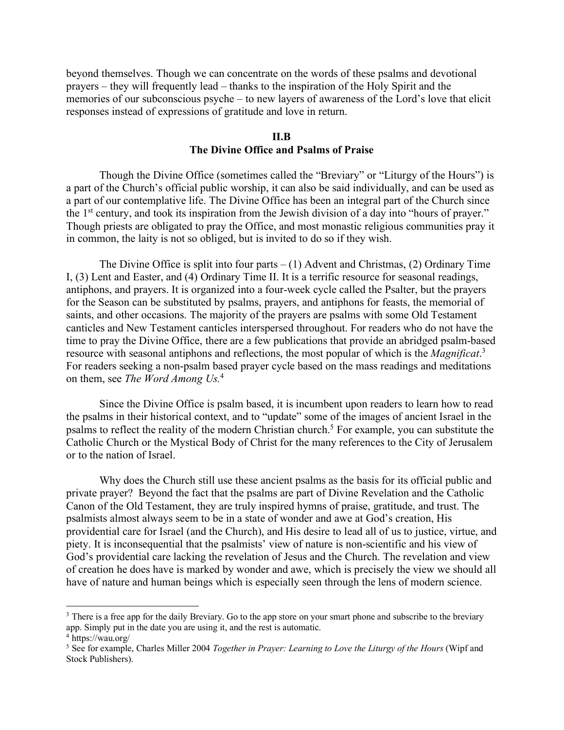beyond themselves. Though we can concentrate on the words of these psalms and devotional prayers – they will frequently lead – thanks to the inspiration of the Holy Spirit and the memories of our subconscious psyche – to new layers of awareness of the Lord's love that elicit responses instead of expressions of gratitude and love in return.

## II.B
## The Divine Office and Psalms of Praise

Though the Divine Office (sometimes called the "Breviary" or "Liturgy of the Hours") is a part of the Church's official public worship, it can also be said individually, and can be used as a part of our contemplative life. The Divine Office has been an integral part of the Church since the 1st century, and took its inspiration from the Jewish division of a day into "hours of prayer." Though priests are obligated to pray the Office, and most monastic religious communities pray it in common, the laity is not so obliged, but is invited to do so if they wish.

The Divine Office is split into four parts – (1) Advent and Christmas, (2) Ordinary Time I, (3) Lent and Easter, and (4) Ordinary Time II. It is a terrific resource for seasonal readings, antiphons, and prayers. It is organized into a four-week cycle called the Psalter, but the prayers for the Season can be substituted by psalms, prayers, and antiphons for feasts, the memorial of saints, and other occasions. The majority of the prayers are psalms with some Old Testament canticles and New Testament canticles interspersed throughout. For readers who do not have the time to pray the Divine Office, there are a few publications that provide an abridged psalm-based resource with seasonal antiphons and reflections, the most popular of which is the *Magnificat*.[3] For readers seeking a non-psalm based prayer cycle based on the mass readings and meditations on them, see *The Word Among Us*.[4]

Since the Divine Office is psalm based, it is incumbent upon readers to learn how to read the psalms in their historical context, and to "update" some of the images of ancient Israel in the psalms to reflect the reality of the modern Christian church.[5] For example, you can substitute the Catholic Church or the Mystical Body of Christ for the many references to the City of Jerusalem or to the nation of Israel.

Why does the Church still use these ancient psalms as the basis for its official public and private prayer? Beyond the fact that the psalms are part of Divine Revelation and the Catholic Canon of the Old Testament, they are truly inspired hymns of praise, gratitude, and trust. The psalmists almost always seem to be in a state of wonder and awe at God's creation, His providential care for Israel (and the Church), and His desire to lead all of us to justice, virtue, and piety. It is inconsequential that the psalmists' view of nature is non-scientific and his view of God's providential care lacking the revelation of Jesus and the Church. The revelation and view of creation he does have is marked by wonder and awe, which is precisely the view we should all have of nature and human beings which is especially seen through the lens of modern science.

---

[3] There is a free app for the daily Breviary. Go to the app store on your smart phone and subscribe to the breviary app. Simply put in the date you are using it, and the rest is automatic.

[4] https://wau.org/

[5] See for example, Charles Miller 2004 *Together in Prayer: Learning to Love the Liturgy of the Hours* (Wipf and Stock Publishers).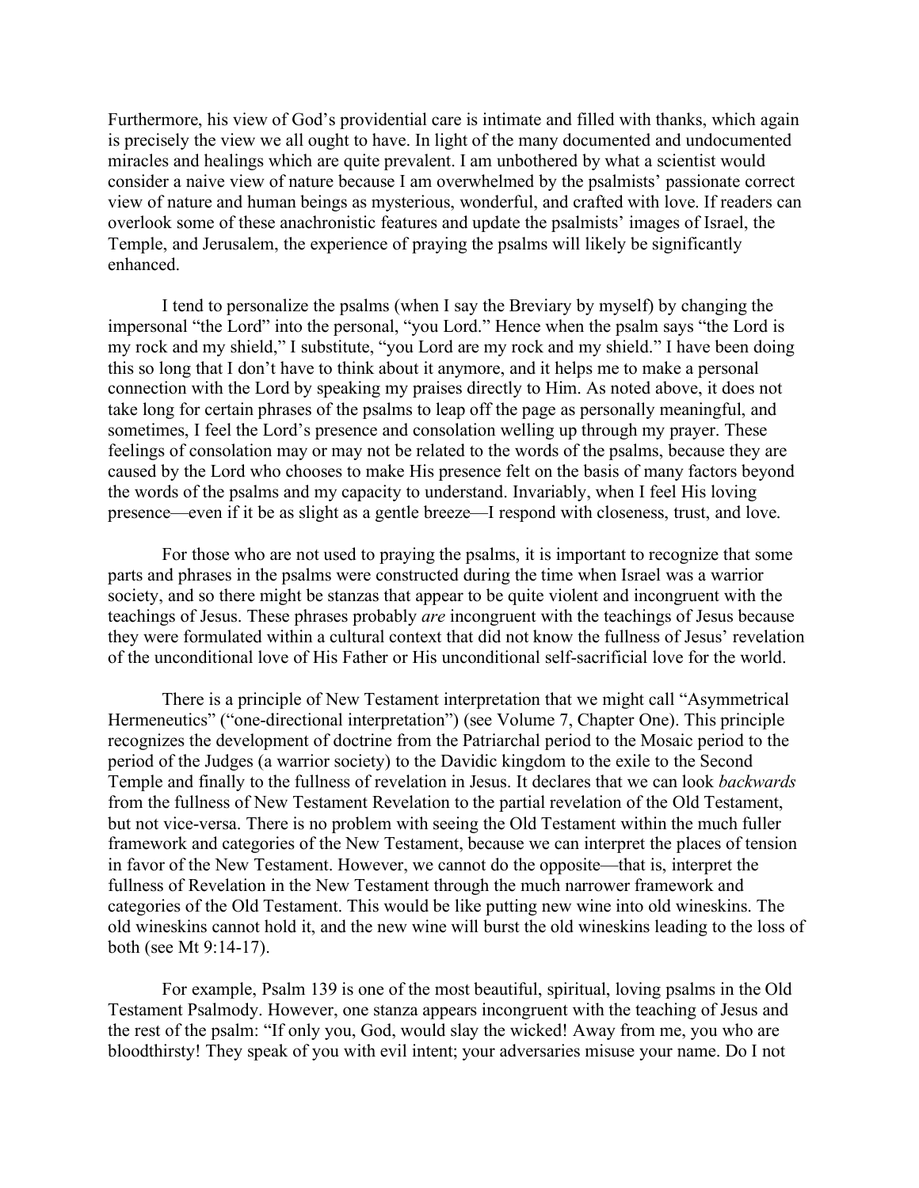Furthermore, his view of God's providential care is intimate and filled with thanks, which again is precisely the view we all ought to have. In light of the many documented and undocumented miracles and healings which are quite prevalent. I am unbothered by what a scientist would consider a naive view of nature because I am overwhelmed by the psalmists' passionate correct view of nature and human beings as mysterious, wonderful, and crafted with love. If readers can overlook some of these anachronistic features and update the psalmists' images of Israel, the Temple, and Jerusalem, the experience of praying the psalms will likely be significantly enhanced.

I tend to personalize the psalms (when I say the Breviary by myself) by changing the impersonal "the Lord" into the personal, "you Lord." Hence when the psalm says "the Lord is my rock and my shield," I substitute, "you Lord are my rock and my shield." I have been doing this so long that I don't have to think about it anymore, and it helps me to make a personal connection with the Lord by speaking my praises directly to Him. As noted above, it does not take long for certain phrases of the psalms to leap off the page as personally meaningful, and sometimes, I feel the Lord's presence and consolation welling up through my prayer. These feelings of consolation may or may not be related to the words of the psalms, because they are caused by the Lord who chooses to make His presence felt on the basis of many factors beyond the words of the psalms and my capacity to understand. Invariably, when I feel His loving presence—even if it be as slight as a gentle breeze—I respond with closeness, trust, and love.

For those who are not used to praying the psalms, it is important to recognize that some parts and phrases in the psalms were constructed during the time when Israel was a warrior society, and so there might be stanzas that appear to be quite violent and incongruent with the teachings of Jesus. These phrases probably *are* incongruent with the teachings of Jesus because they were formulated within a cultural context that did not know the fullness of Jesus' revelation of the unconditional love of His Father or His unconditional self-sacrificial love for the world.

There is a principle of New Testament interpretation that we might call "Asymmetrical Hermeneutics" ("one-directional interpretation") (see Volume 7, Chapter One). This principle recognizes the development of doctrine from the Patriarchal period to the Mosaic period to the period of the Judges (a warrior society) to the Davidic kingdom to the exile to the Second Temple and finally to the fullness of revelation in Jesus. It declares that we can look *backwards* from the fullness of New Testament Revelation to the partial revelation of the Old Testament, but not vice-versa. There is no problem with seeing the Old Testament within the much fuller framework and categories of the New Testament, because we can interpret the places of tension in favor of the New Testament. However, we cannot do the opposite—that is, interpret the fullness of Revelation in the New Testament through the much narrower framework and categories of the Old Testament. This would be like putting new wine into old wineskins. The old wineskins cannot hold it, and the new wine will burst the old wineskins leading to the loss of both (see Mt 9:14-17).

For example, Psalm 139 is one of the most beautiful, spiritual, loving psalms in the Old Testament Psalmody. However, one stanza appears incongruent with the teaching of Jesus and the rest of the psalm: "If only you, God, would slay the wicked! Away from me, you who are bloodthirsty! They speak of you with evil intent; your adversaries misuse your name. Do I not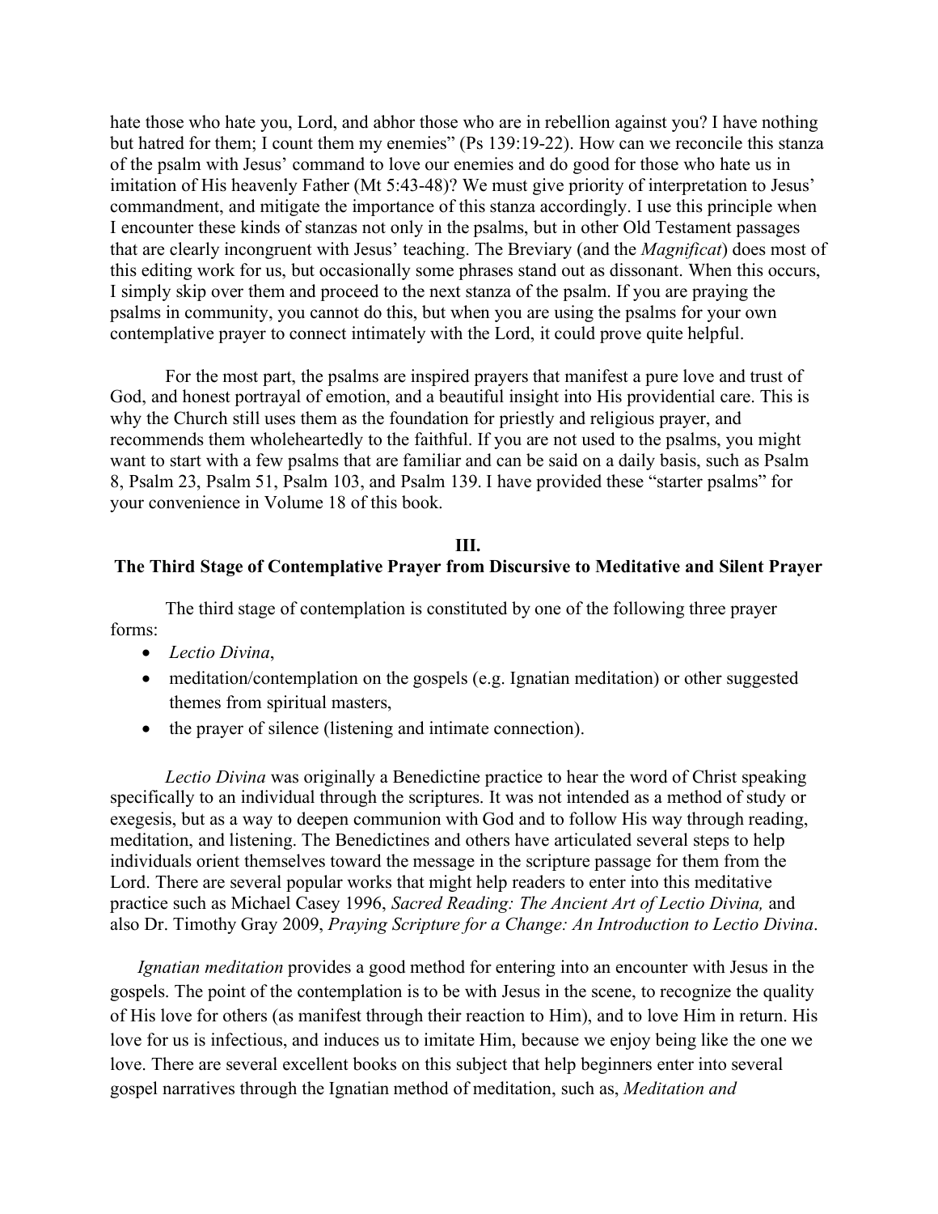hate those who hate you, Lord, and abhor those who are in rebellion against you? I have nothing but hatred for them; I count them my enemies" (Ps 139:19-22). How can we reconcile this stanza of the psalm with Jesus' command to love our enemies and do good for those who hate us in imitation of His heavenly Father (Mt 5:43-48)? We must give priority of interpretation to Jesus' commandment, and mitigate the importance of this stanza accordingly. I use this principle when I encounter these kinds of stanzas not only in the psalms, but in other Old Testament passages that are clearly incongruent with Jesus' teaching. The Breviary (and the *Magnificat*) does most of this editing work for us, but occasionally some phrases stand out as dissonant. When this occurs, I simply skip over them and proceed to the next stanza of the psalm. If you are praying the psalms in community, you cannot do this, but when you are using the psalms for your own contemplative prayer to connect intimately with the Lord, it could prove quite helpful.

For the most part, the psalms are inspired prayers that manifest a pure love and trust of God, and honest portrayal of emotion, and a beautiful insight into His providential care. This is why the Church still uses them as the foundation for priestly and religious prayer, and recommends them wholeheartedly to the faithful. If you are not used to the psalms, you might want to start with a few psalms that are familiar and can be said on a daily basis, such as Psalm 8, Psalm 23, Psalm 51, Psalm 103, and Psalm 139. I have provided these "starter psalms" for your convenience in Volume 18 of this book.

## III.
## The Third Stage of Contemplative Prayer from Discursive to Meditative and Silent Prayer

The third stage of contemplation is constituted by one of the following three prayer forms:

- *Lectio Divina*,
- meditation/contemplation on the gospels (e.g. Ignatian meditation) or other suggested themes from spiritual masters,
- the prayer of silence (listening and intimate connection).

*Lectio Divina* was originally a Benedictine practice to hear the word of Christ speaking specifically to an individual through the scriptures. It was not intended as a method of study or exegesis, but as a way to deepen communion with God and to follow His way through reading, meditation, and listening. The Benedictines and others have articulated several steps to help individuals orient themselves toward the message in the scripture passage for them from the Lord. There are several popular works that might help readers to enter into this meditative practice such as Michael Casey 1996, *Sacred Reading: The Ancient Art of Lectio Divina,* and also Dr. Timothy Gray 2009, *Praying Scripture for a Change: An Introduction to Lectio Divina*.

*Ignatian meditation* provides a good method for entering into an encounter with Jesus in the gospels. The point of the contemplation is to be with Jesus in the scene, to recognize the quality of His love for others (as manifest through their reaction to Him), and to love Him in return. His love for us is infectious, and induces us to imitate Him, because we enjoy being like the one we love. There are several excellent books on this subject that help beginners enter into several gospel narratives through the Ignatian method of meditation, such as, *Meditation and*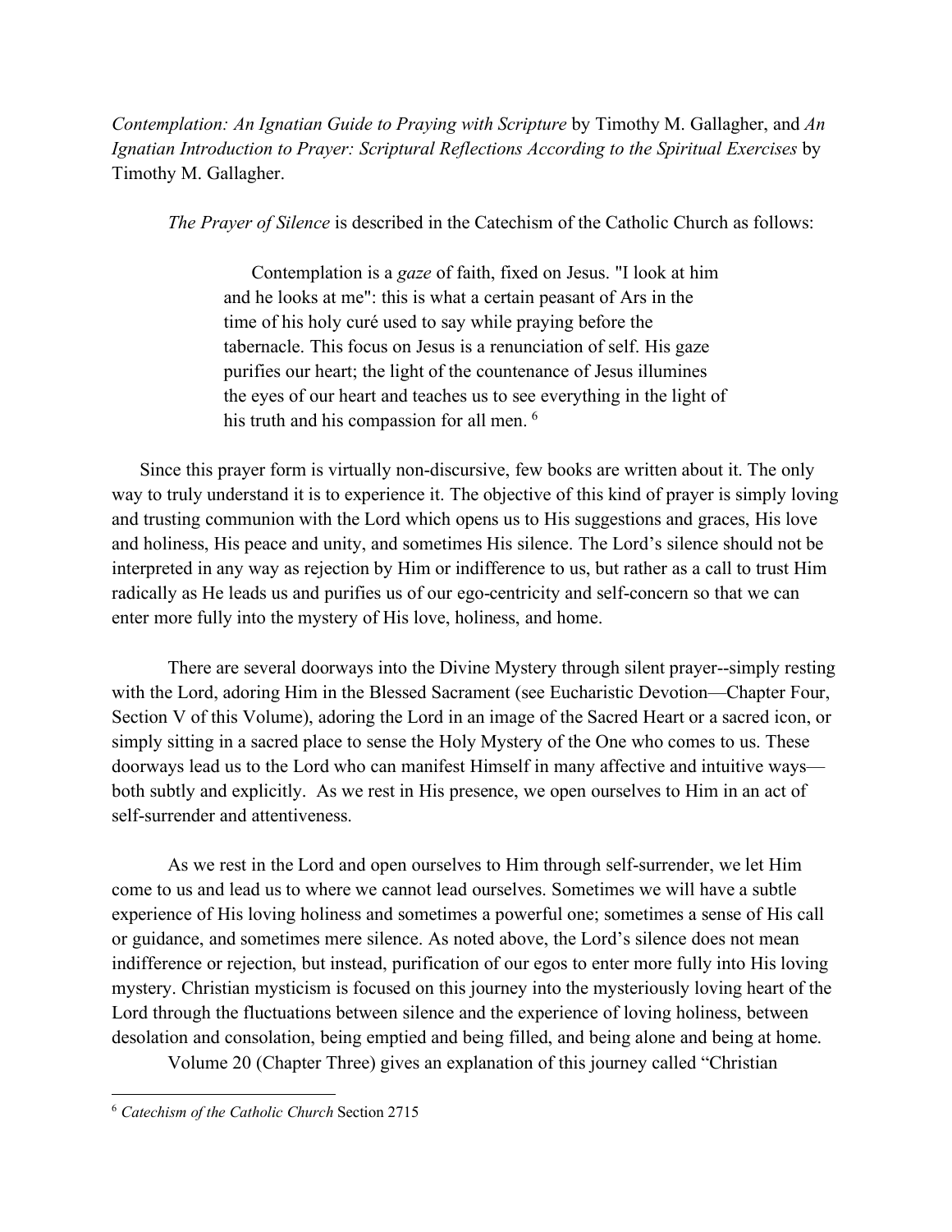*Contemplation: An Ignatian Guide to Praying with Scripture* by Timothy M. Gallagher, and *An Ignatian Introduction to Prayer: Scriptural Reflections According to the Spiritual Exercises* by Timothy M. Gallagher.

*The Prayer of Silence* is described in the Catechism of the Catholic Church as follows:

> Contemplation is a *gaze* of faith, fixed on Jesus. "I look at him and he looks at me": this is what a certain peasant of Ars in the time of his holy curé used to say while praying before the tabernacle. This focus on Jesus is a renunciation of self. His gaze purifies our heart; the light of the countenance of Jesus illumines the eyes of our heart and teaches us to see everything in the light of his truth and his compassion for all men. [6]

Since this prayer form is virtually non-discursive, few books are written about it. The only way to truly understand it is to experience it. The objective of this kind of prayer is simply loving and trusting communion with the Lord which opens us to His suggestions and graces, His love and holiness, His peace and unity, and sometimes His silence. The Lord's silence should not be interpreted in any way as rejection by Him or indifference to us, but rather as a call to trust Him radically as He leads us and purifies us of our ego-centricity and self-concern so that we can enter more fully into the mystery of His love, holiness, and home.

There are several doorways into the Divine Mystery through silent prayer--simply resting with the Lord, adoring Him in the Blessed Sacrament (see Eucharistic Devotion—Chapter Four, Section V of this Volume), adoring the Lord in an image of the Sacred Heart or a sacred icon, or simply sitting in a sacred place to sense the Holy Mystery of the One who comes to us. These doorways lead us to the Lord who can manifest Himself in many affective and intuitive ways—both subtly and explicitly. As we rest in His presence, we open ourselves to Him in an act of self-surrender and attentiveness.

As we rest in the Lord and open ourselves to Him through self-surrender, we let Him come to us and lead us to where we cannot lead ourselves. Sometimes we will have a subtle experience of His loving holiness and sometimes a powerful one; sometimes a sense of His call or guidance, and sometimes mere silence. As noted above, the Lord's silence does not mean indifference or rejection, but instead, purification of our egos to enter more fully into His loving mystery. Christian mysticism is focused on this journey into the mysteriously loving heart of the Lord through the fluctuations between silence and the experience of loving holiness, between desolation and consolation, being emptied and being filled, and being alone and being at home.

Volume 20 (Chapter Three) gives an explanation of this journey called "Christian

---

[6] *Catechism of the Catholic Church* Section 2715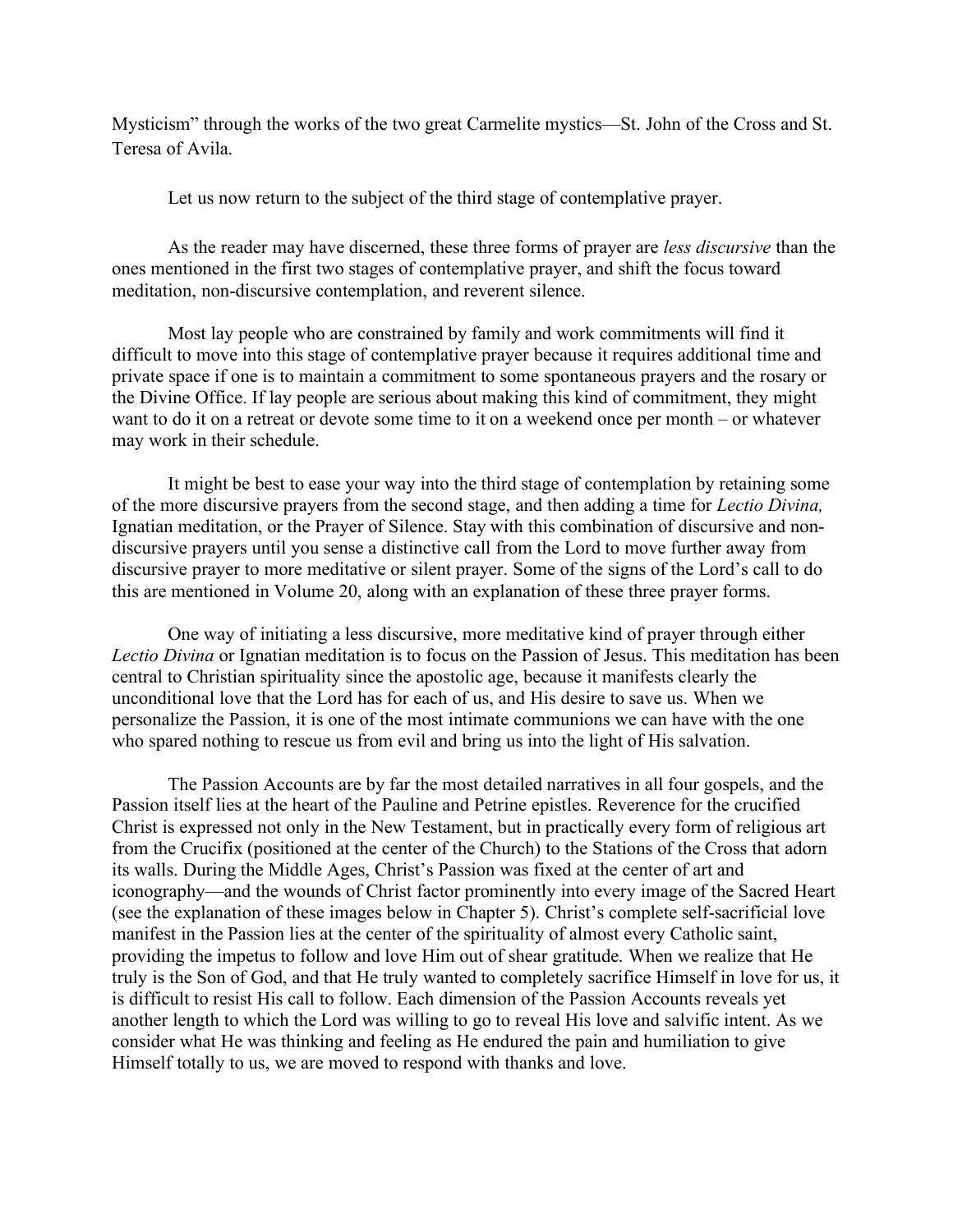Mysticism" through the works of the two great Carmelite mystics—St. John of the Cross and St. Teresa of Avila.

Let us now return to the subject of the third stage of contemplative prayer.

As the reader may have discerned, these three forms of prayer are *less discursive* than the ones mentioned in the first two stages of contemplative prayer, and shift the focus toward meditation, non-discursive contemplation, and reverent silence.

Most lay people who are constrained by family and work commitments will find it difficult to move into this stage of contemplative prayer because it requires additional time and private space if one is to maintain a commitment to some spontaneous prayers and the rosary or the Divine Office. If lay people are serious about making this kind of commitment, they might want to do it on a retreat or devote some time to it on a weekend once per month – or whatever may work in their schedule.

It might be best to ease your way into the third stage of contemplation by retaining some of the more discursive prayers from the second stage, and then adding a time for *Lectio Divina,* Ignatian meditation, or the Prayer of Silence. Stay with this combination of discursive and non-discursive prayers until you sense a distinctive call from the Lord to move further away from discursive prayer to more meditative or silent prayer. Some of the signs of the Lord's call to do this are mentioned in Volume 20, along with an explanation of these three prayer forms.

One way of initiating a less discursive, more meditative kind of prayer through either *Lectio Divina* or Ignatian meditation is to focus on the Passion of Jesus. This meditation has been central to Christian spirituality since the apostolic age, because it manifests clearly the unconditional love that the Lord has for each of us, and His desire to save us. When we personalize the Passion, it is one of the most intimate communions we can have with the one who spared nothing to rescue us from evil and bring us into the light of His salvation.

The Passion Accounts are by far the most detailed narratives in all four gospels, and the Passion itself lies at the heart of the Pauline and Petrine epistles. Reverence for the crucified Christ is expressed not only in the New Testament, but in practically every form of religious art from the Crucifix (positioned at the center of the Church) to the Stations of the Cross that adorn its walls. During the Middle Ages, Christ's Passion was fixed at the center of art and iconography—and the wounds of Christ factor prominently into every image of the Sacred Heart (see the explanation of these images below in Chapter 5). Christ's complete self-sacrificial love manifest in the Passion lies at the center of the spirituality of almost every Catholic saint, providing the impetus to follow and love Him out of shear gratitude. When we realize that He truly is the Son of God, and that He truly wanted to completely sacrifice Himself in love for us, it is difficult to resist His call to follow. Each dimension of the Passion Accounts reveals yet another length to which the Lord was willing to go to reveal His love and salvific intent. As we consider what He was thinking and feeling as He endured the pain and humiliation to give Himself totally to us, we are moved to respond with thanks and love.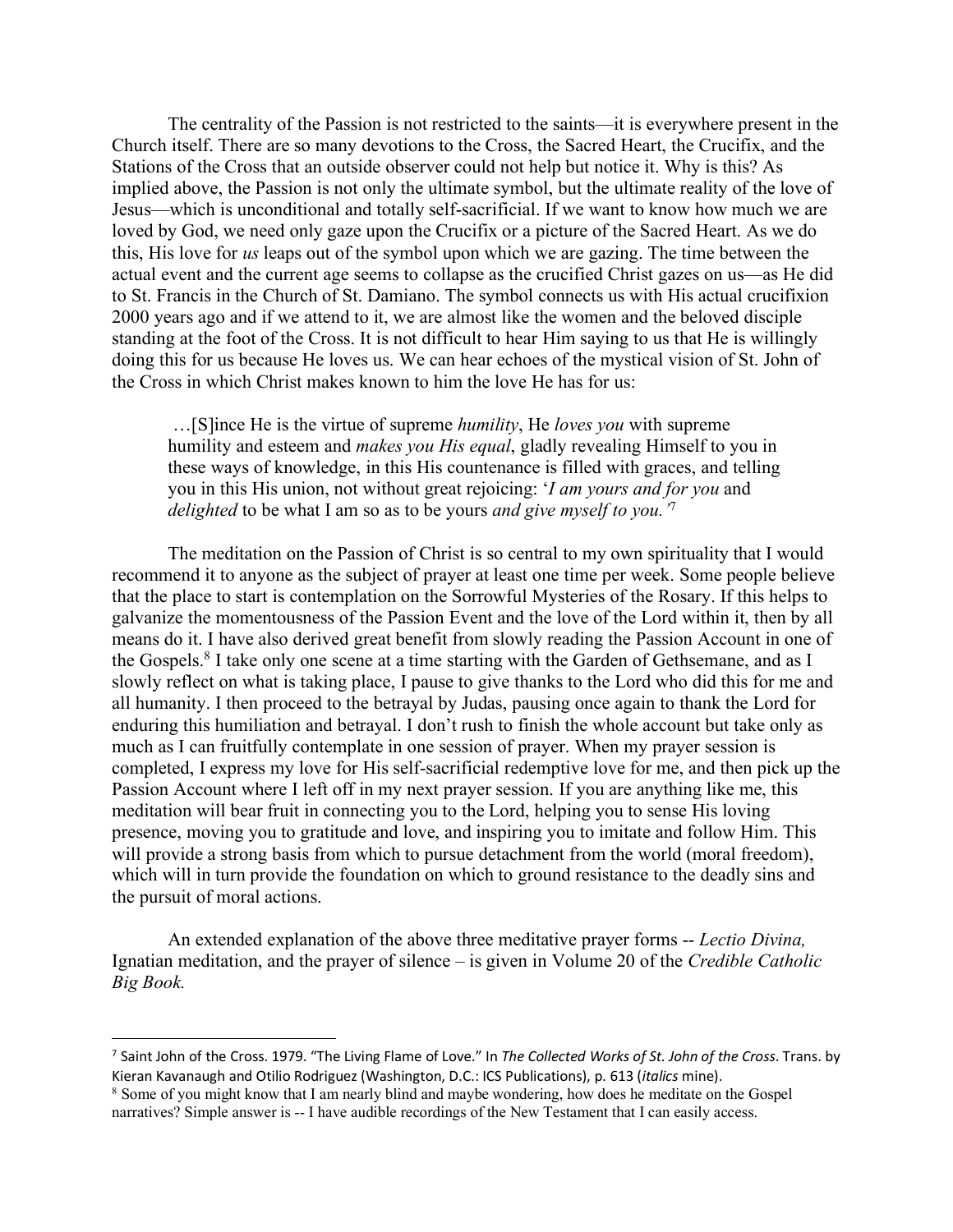The centrality of the Passion is not restricted to the saints—it is everywhere present in the Church itself. There are so many devotions to the Cross, the Sacred Heart, the Crucifix, and the Stations of the Cross that an outside observer could not help but notice it. Why is this? As implied above, the Passion is not only the ultimate symbol, but the ultimate reality of the love of Jesus—which is unconditional and totally self-sacrificial. If we want to know how much we are loved by God, we need only gaze upon the Crucifix or a picture of the Sacred Heart. As we do this, His love for *us* leaps out of the symbol upon which we are gazing. The time between the actual event and the current age seems to collapse as the crucified Christ gazes on us—as He did to St. Francis in the Church of St. Damiano. The symbol connects us with His actual crucifixion 2000 years ago and if we attend to it, we are almost like the women and the beloved disciple standing at the foot of the Cross. It is not difficult to hear Him saying to us that He is willingly doing this for us because He loves us. We can hear echoes of the mystical vision of St. John of the Cross in which Christ makes known to him the love He has for us:

> …[S]ince He is the virtue of supreme *humility*, He *loves you* with supreme humility and esteem and *makes you His equal*, gladly revealing Himself to you in these ways of knowledge, in this His countenance is filled with graces, and telling you in this His union, not without great rejoicing: '*I am yours and for you* and *delighted* to be what I am so as to be yours *and give myself to you.'*[7]

The meditation on the Passion of Christ is so central to my own spirituality that I would recommend it to anyone as the subject of prayer at least one time per week. Some people believe that the place to start is contemplation on the Sorrowful Mysteries of the Rosary. If this helps to galvanize the momentousness of the Passion Event and the love of the Lord within it, then by all means do it. I have also derived great benefit from slowly reading the Passion Account in one of the Gospels.[8] I take only one scene at a time starting with the Garden of Gethsemane, and as I slowly reflect on what is taking place, I pause to give thanks to the Lord who did this for me and all humanity. I then proceed to the betrayal by Judas, pausing once again to thank the Lord for enduring this humiliation and betrayal. I don't rush to finish the whole account but take only as much as I can fruitfully contemplate in one session of prayer. When my prayer session is completed, I express my love for His self-sacrificial redemptive love for me, and then pick up the Passion Account where I left off in my next prayer session. If you are anything like me, this meditation will bear fruit in connecting you to the Lord, helping you to sense His loving presence, moving you to gratitude and love, and inspiring you to imitate and follow Him. This will provide a strong basis from which to pursue detachment from the world (moral freedom), which will in turn provide the foundation on which to ground resistance to the deadly sins and the pursuit of moral actions.

An extended explanation of the above three meditative prayer forms -- *Lectio Divina,* Ignatian meditation, and the prayer of silence – is given in Volume 20 of the *Credible Catholic Big Book.*

---

[7] Saint John of the Cross. 1979. "The Living Flame of Love." In *The Collected Works of St. John of the Cross*. Trans. by Kieran Kavanaugh and Otilio Rodriguez (Washington, D.C.: ICS Publications), p. 613 (*italics* mine).

[8] Some of you might know that I am nearly blind and maybe wondering, how does he meditate on the Gospel narratives? Simple answer is -- I have audible recordings of the New Testament that I can easily access.